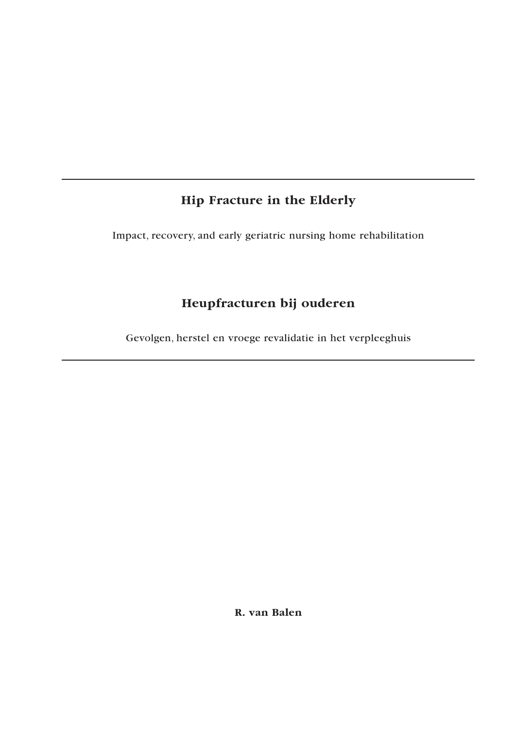# Hip Fracture in the Elderly

Impact, recovery, and early geriatric nursing home rehabilitation

# Heupfracturen bij ouderen

Gevolgen, herstel en vroege revalidatie in het verpleeghuis

**R. van Balen**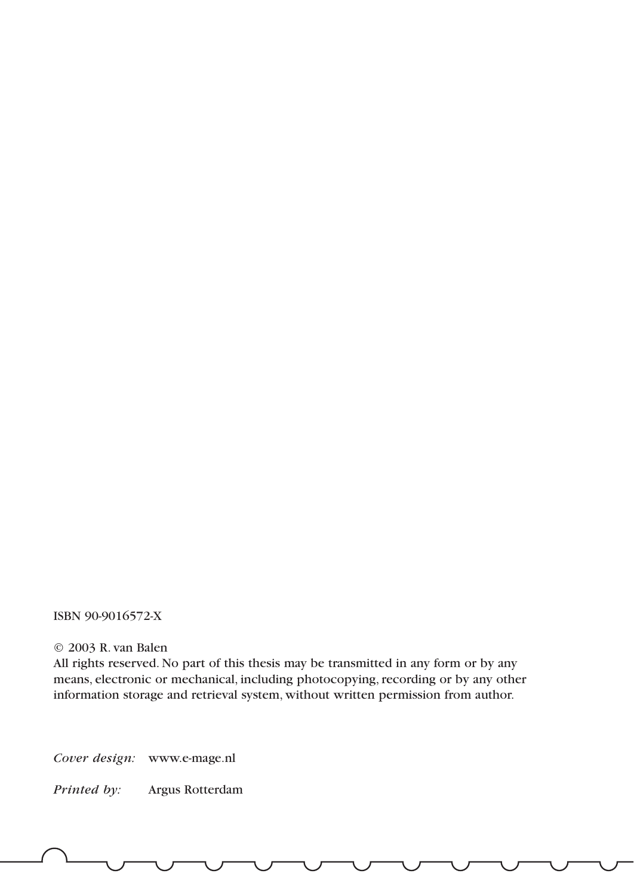ISBN 90-9016572-X

© 2003 R. van Balen
All rights reserved. No part of this thesis may be transmitted in any form or by any means, electronic or mechanical, including photocopying, recording or by any other information storage and retrieval system, without written permission from author.

*Cover design:* www.e-mage.nl

*Printed by:* Argus Rotterdam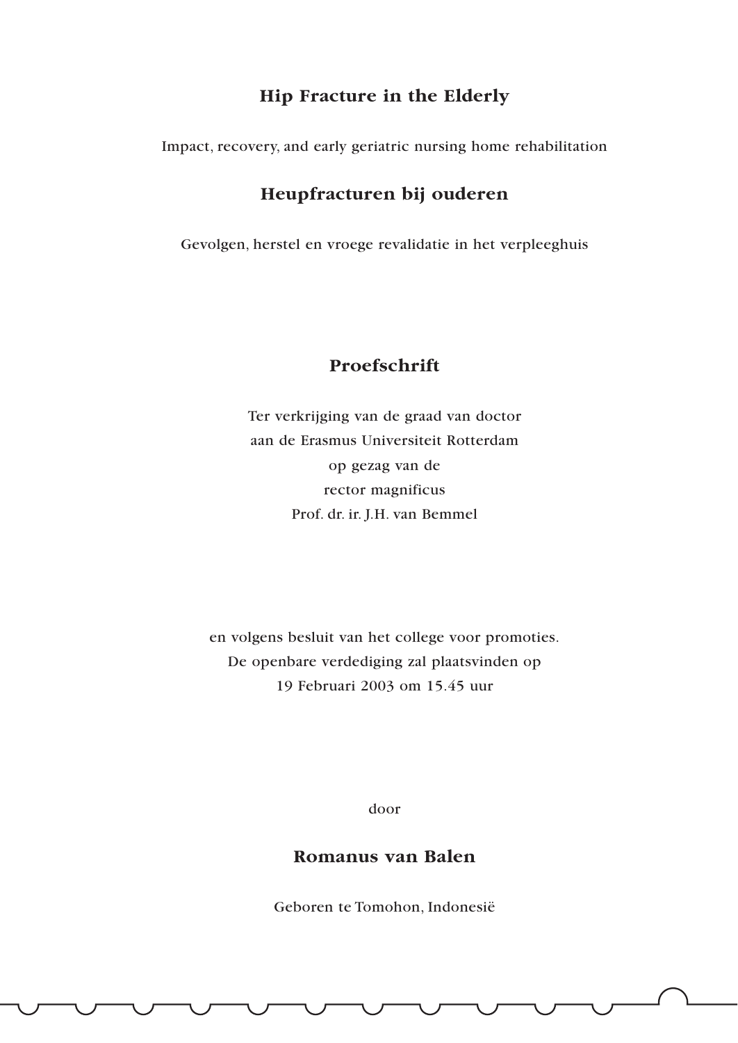# Hip Fracture in the Elderly

Impact, recovery, and early geriatric nursing home rehabilitation

# Heupfracturen bij ouderen

Gevolgen, herstel en vroege revalidatie in het verpleeghuis

## Proefschrift

Ter verkrijging van de graad van doctor
aan de Erasmus Universiteit Rotterdam
op gezag van de
rector magnificus
Prof. dr. ir. J.H. van Bemmel

en volgens besluit van het college voor promoties.
De openbare verdediging zal plaatsvinden op
19 Februari 2003 om 15.45 uur

door

**Romanus van Balen**

Geboren te Tomohon, Indonesië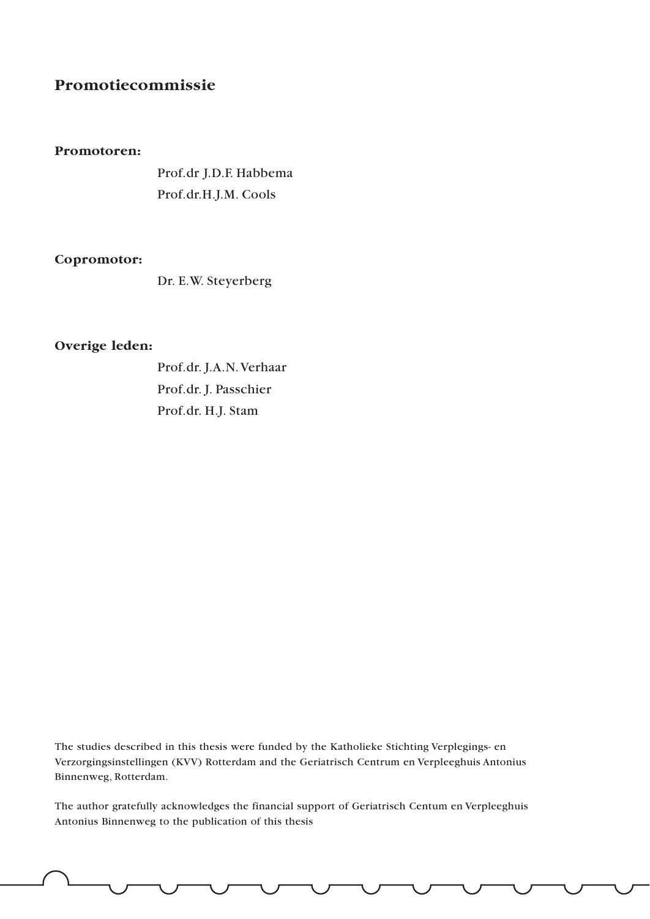## Promotiecommissie

**Promotoren:**

Prof.dr J.D.F. Habbema
Prof.dr.H.J.M. Cools

**Copromotor:**

Dr. E.W. Steyerberg

**Overige leden:**

Prof.dr. J.A.N. Verhaar
Prof.dr. J. Passchier
Prof.dr. H.J. Stam

The studies described in this thesis were funded by the Katholieke Stichting Verplegings- en Verzorgingsinstellingen (KVV) Rotterdam and the Geriatrisch Centrum en Verpleeghuis Antonius Binnenweg, Rotterdam.

The author gratefully acknowledges the financial support of Geriatrisch Centum en Verpleeghuis Antonius Binnenweg to the publication of this thesis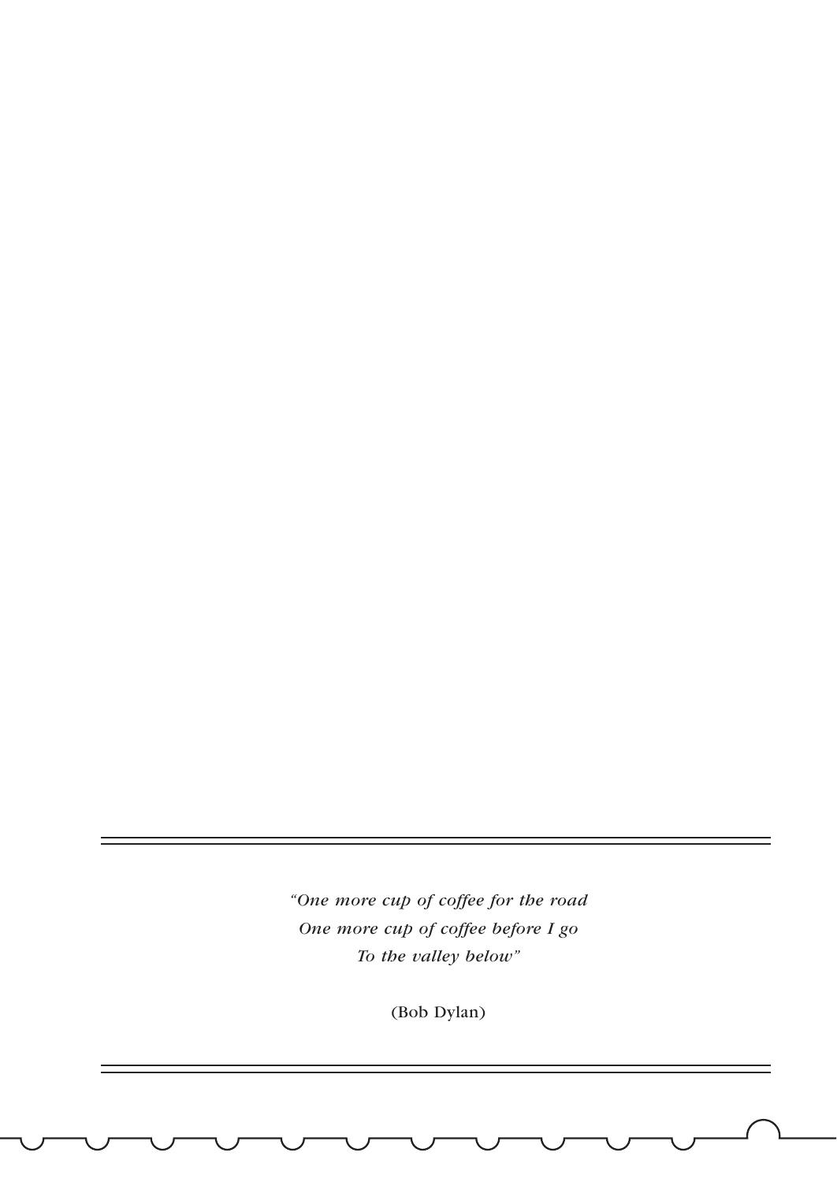---

*"One more cup of coffee for the road*
*One more cup of coffee before I go*
*To the valley below"*

(Bob Dylan)

---